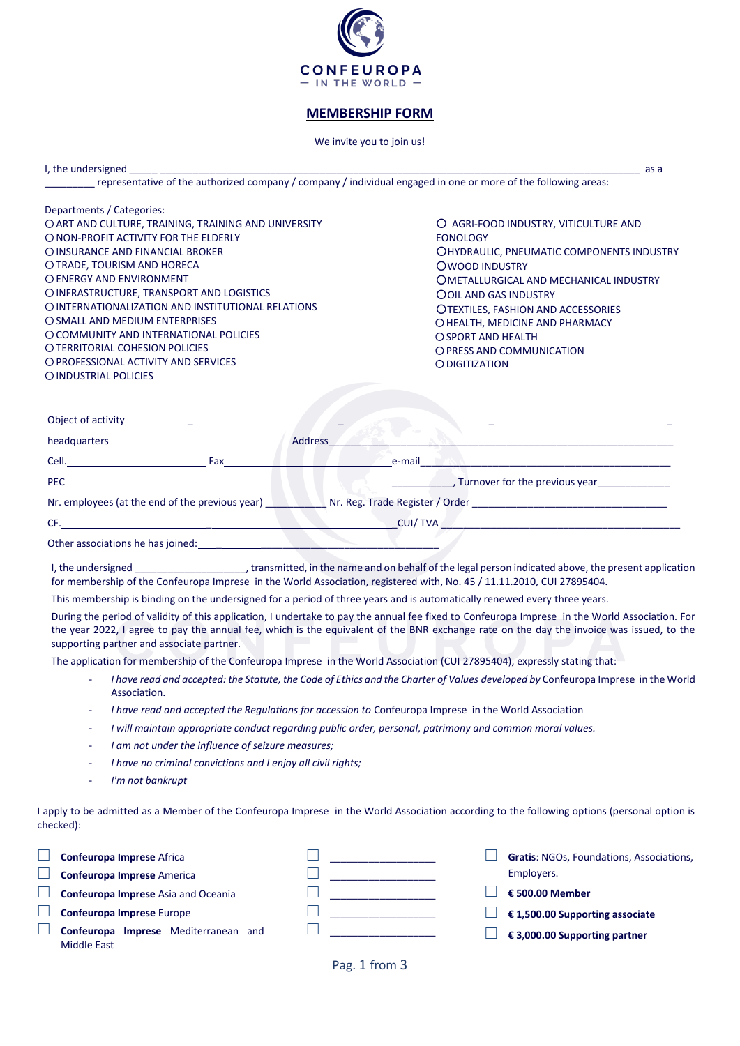CONFEUROPA
— IN THE WORLD —

# MEMBERSHIP FORM

We invite you to join us!

I, the undersigned ______________________________________________________________________________ as a _________ representative of the authorized company / company / individual engaged in one or more of the following areas:

Departments / Categories:

- ○ ART AND CULTURE, TRAINING, TRAINING AND UNIVERSITY
- ○ NON-PROFIT ACTIVITY FOR THE ELDERLY
- ○ INSURANCE AND FINANCIAL BROKER
- ○ TRADE, TOURISM AND HORECA
- ○ ENERGY AND ENVIRONMENT
- ○ INFRASTRUCTURE, TRANSPORT AND LOGISTICS
- ○ INTERNATIONALIZATION AND INSTITUTIONAL RELATIONS
- ○ SMALL AND MEDIUM ENTERPRISES
- ○ COMMUNITY AND INTERNATIONAL POLICIES
- ○ TERRITORIAL COHESION POLICIES
- ○ PROFESSIONAL ACTIVITY AND SERVICES
- ○ INDUSTRIAL POLICIES
- ○ AGRI-FOOD INDUSTRY, VITICULTURE AND EONOLOGY
- ○ HYDRAULIC, PNEUMATIC COMPONENTS INDUSTRY
- ○ WOOD INDUSTRY
- ○ METALLURGICAL AND MECHANICAL INDUSTRY
- ○ OIL AND GAS INDUSTRY
- ○ TEXTILES, FASHION AND ACCESSORIES
- ○ HEALTH, MEDICINE AND PHARMACY
- ○ SPORT AND HEALTH
- ○ PRESS AND COMMUNICATION
- ○ DIGITIZATION

Object of activity______________________________________________________________________________

headquarters______________________________ Address______________________________________________

Cell.________________________ Fax________________________________ e-mail_____________________________

PEC_____________________________________________________________, Turnover for the previous year____________

Nr. employees (at the end of the previous year) __________ Nr. Reg. Trade Register / Order ___________________________

CF.___________________________________________________ CUI/ TVA _______________________________________

Other associations he has joined:_______________________________________________

I, the undersigned ____________________, transmitted, in the name and on behalf of the legal person indicated above, the present application for membership of the Confeuropa Imprese in the World Association, registered with, No. 45 / 11.11.2010, CUI 27895404.

This membership is binding on the undersigned for a period of three years and is automatically renewed every three years.

During the period of validity of this application, I undertake to pay the annual fee fixed to Confeuropa Imprese in the World Association. For the year 2022, I agree to pay the annual fee, which is the equivalent of the BNR exchange rate on the day the invoice was issued, to the supporting partner and associate partner.

The application for membership of the Confeuropa Imprese in the World Association (CUI 27895404), expressly stating that:

- *I have read and accepted: the Statute, the Code of Ethics and the Charter of Values developed by* Confeuropa Imprese in the World Association.
- *I have read and accepted the Regulations for accession to* Confeuropa Imprese in the World Association
- *I will maintain appropriate conduct regarding public order, personal, patrimony and common moral values.*
- *I am not under the influence of seizure measures;*
- *I have no criminal convictions and I enjoy all civil rights;*
- *I'm not bankrupt*

I apply to be admitted as a Member of the Confeuropa Imprese in the World Association according to the following options (personal option is checked):

- ☐ **Confeuropa Imprese** Africa
- ☐ **Confeuropa Imprese** America
- ☐ **Confeuropa Imprese** Asia and Oceania
- ☐ **Confeuropa Imprese** Europe
- ☐ **Confeuropa Imprese** Mediterranean and Middle East

- ☐ __________________
- ☐ __________________
- ☐ __________________
- ☐ __________________
- ☐ __________________

- ☐ **Gratis**: NGOs, Foundations, Associations, Employers.
- ☐ **€ 500.00 Member**
- ☐ **€ 1,500.00 Supporting associate**
- ☐ **€ 3,000.00 Supporting partner**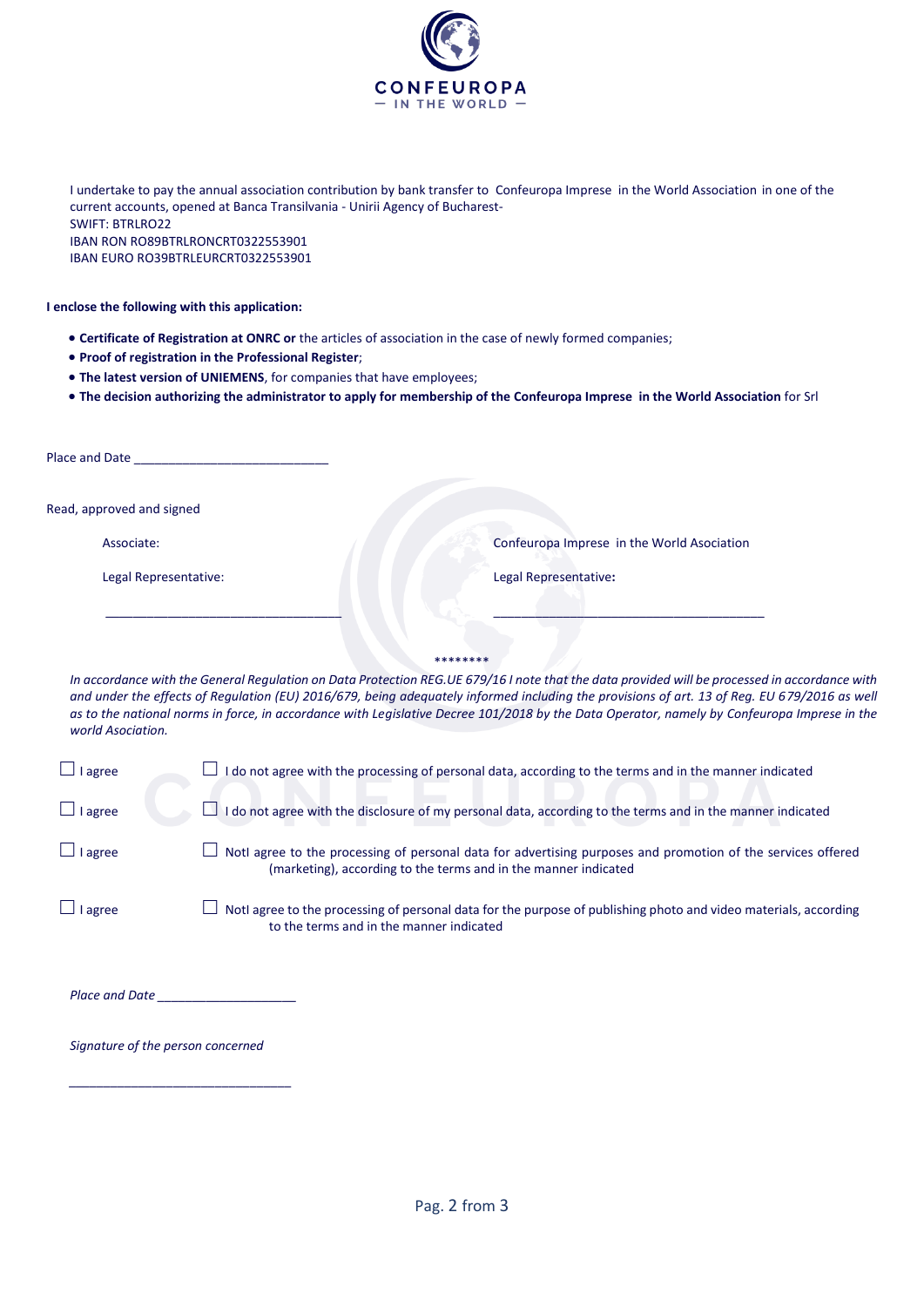I undertake to pay the annual association contribution by bank transfer to Confeuropa Imprese in the World Association in one of the current accounts, opened at Banca Transilvania - Unirii Agency of Bucharest-
SWIFT: BTRLRO22
IBAN RON RO89BTRLRONCRT0322553901
IBAN EURO RO39BTRLEURCRT0322553901

**I enclose the following with this application:**

- **Certificate of Registration at ONRC or** the articles of association in the case of newly formed companies;
- **Proof of registration in the Professional Register**;
- **The latest version of UNIEMENS**, for companies that have employees;
- **The decision authorizing the administrator to apply for membership of the Confeuropa Imprese in the World Association** for Srl

Place and Date ___________________________

Read, approved and signed

Associate:

Legal Representative:

_________________________________

Confeuropa Imprese in the World Asociation

Legal Representative**:**

______________________________________

\*\*\*\*\*\*\*\*

*In accordance with the General Regulation on Data Protection REG.UE 679/16 I note that the data provided will be processed in accordance with and under the effects of Regulation (EU) 2016/679, being adequately informed including the provisions of art. 13 of Reg. EU 679/2016 as well as to the national norms in force, in accordance with Legislative Decree 101/2018 by the Data Operator, namely by Confeuropa Imprese in the world Asociation.*

☐ I agree ☐ I do not agree with the processing of personal data, according to the terms and in the manner indicated

☐ I agree ☐ I do not agree with the disclosure of my personal data, according to the terms and in the manner indicated

☐ I agree ☐ NotI agree to the processing of personal data for advertising purposes and promotion of the services offered (marketing), according to the terms and in the manner indicated

☐ I agree ☐ NotI agree to the processing of personal data for the purpose of publishing photo and video materials, according to the terms and in the manner indicated

*Place and Date* ___________________

*Signature of the person concerned*

_______________________________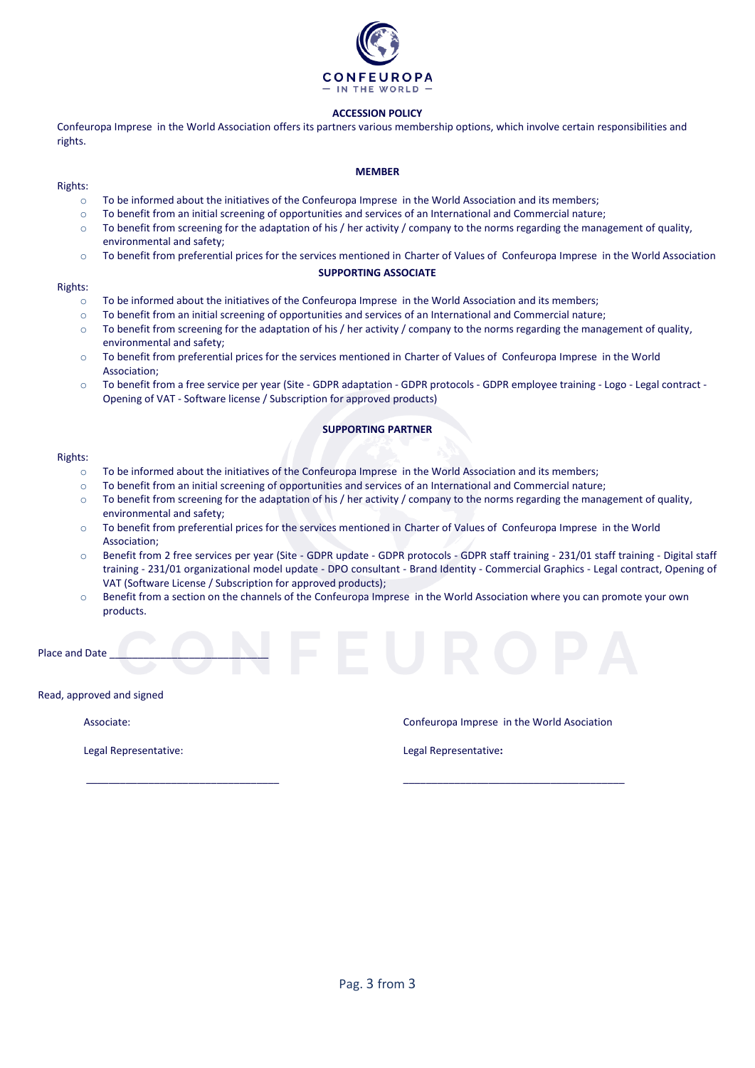CONFEUROPA
— IN THE WORLD —

**ACCESSION POLICY**

Confeuropa Imprese in the World Association offers its partners various membership options, which involve certain responsibilities and rights.

**MEMBER**

Rights:

- To be informed about the initiatives of the Confeuropa Imprese in the World Association and its members;
- To benefit from an initial screening of opportunities and services of an International and Commercial nature;
- To benefit from screening for the adaptation of his / her activity / company to the norms regarding the management of quality, environmental and safety;
- To benefit from preferential prices for the services mentioned in Charter of Values of Confeuropa Imprese in the World Association

**SUPPORTING ASSOCIATE**

Rights:

- To be informed about the initiatives of the Confeuropa Imprese in the World Association and its members;
- To benefit from an initial screening of opportunities and services of an International and Commercial nature;
- To benefit from screening for the adaptation of his / her activity / company to the norms regarding the management of quality, environmental and safety;
- To benefit from preferential prices for the services mentioned in Charter of Values of Confeuropa Imprese in the World Association;
- To benefit from a free service per year (Site - GDPR adaptation - GDPR protocols - GDPR employee training - Logo - Legal contract - Opening of VAT - Software license / Subscription for approved products)

**SUPPORTING PARTNER**

Rights:

- To be informed about the initiatives of the Confeuropa Imprese in the World Association and its members;
- To benefit from an initial screening of opportunities and services of an International and Commercial nature;
- To benefit from screening for the adaptation of his / her activity / company to the norms regarding the management of quality, environmental and safety;
- To benefit from preferential prices for the services mentioned in Charter of Values of Confeuropa Imprese in the World Association;
- Benefit from 2 free services per year (Site - GDPR update - GDPR protocols - GDPR staff training - 231/01 staff training - Digital staff training - 231/01 organizational model update - DPO consultant - Brand Identity - Commercial Graphics - Legal contract, Opening of VAT (Software License / Subscription for approved products);
- Benefit from a section on the channels of the Confeuropa Imprese in the World Association where you can promote your own products.

Place and Date ____________________________

Read, approved and signed

Associate:

Legal Representative:

____________________________________

Confeuropa Imprese in the World Asociation

Legal Representative**:**

__________________________________________